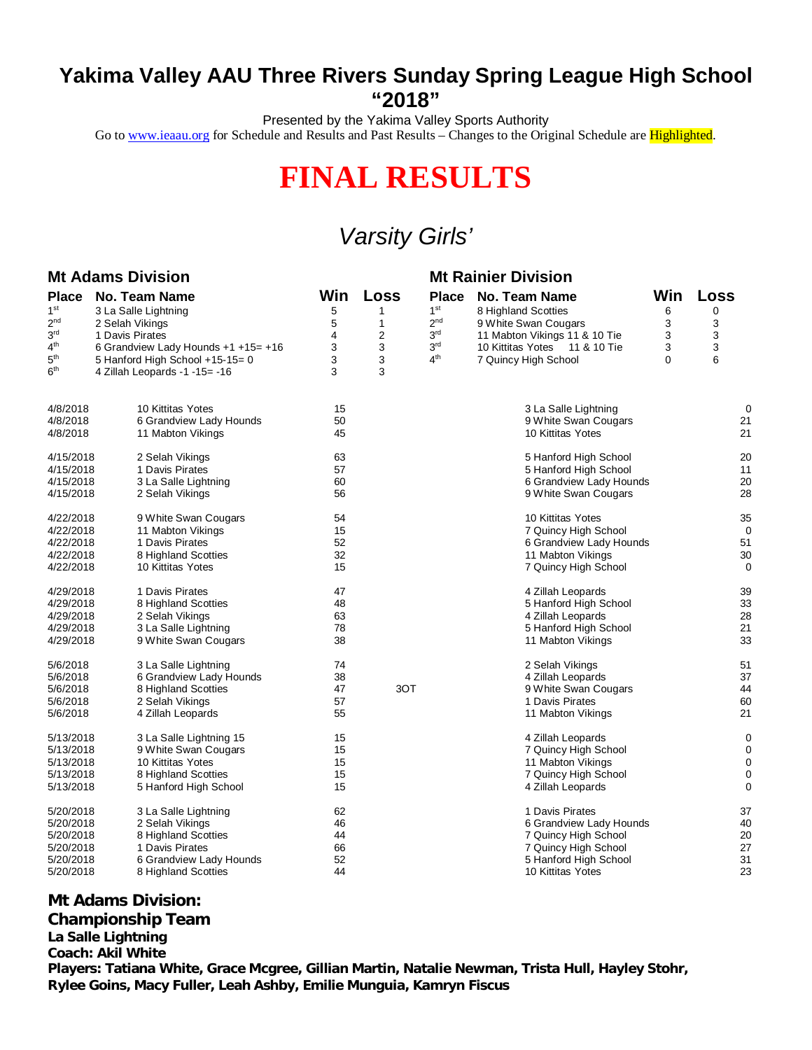# Yakima Valley AAU Three Rivers Sunday Spring League High School "2018"

Presented by the Yakima Valley Sports Authority

Go to www.ieaau.org for Schedule and Results and Past Results – Changes to the Original Schedule are Highlighted.

# FINAL RESULTS

## *Varsity Girls'*

### Mt Adams Division

| Place | No. Team Name | Win | Loss |
|---|---|---|---|
| 1st | 3 La Salle Lightning | 5 | 1 |
| 2nd | 2 Selah Vikings | 5 | 1 |
| 3rd | 1 Davis Pirates | 4 | 2 |
| 4th | 6 Grandview Lady Hounds +1 +15= +16 | 3 | 3 |
| 5th | 5 Hanford High School +15-15= 0 | 3 | 3 |
| 6th | 4 Zillah Leopards -1 -15= -16 | 3 | 3 |

### Mt Rainier Division

| Place | No. Team Name | Win | Loss |
|---|---|---|---|
| 1st | 8 Highland Scotties | 6 | 0 |
| 2nd | 9 White Swan Cougars | 3 | 3 |
| 3rd | 11 Mabton Vikings 11 & 10 Tie | 3 | 3 |
| 3rd | 10 Kittitas Yotes 11 & 10 Tie | 3 | 3 |
| 4th | 7 Quincy High School | 0 | 6 |

| Date | Team | Score | | Team | Score |
|---|---|---|---|---|---|
| 4/8/2018 | 10 Kittitas Yotes | 15 | | 3 La Salle Lightning | 0 |
| 4/8/2018 | 6 Grandview Lady Hounds | 50 | | 9 White Swan Cougars | 21 |
| 4/8/2018 | 11 Mabton Vikings | 45 | | 10 Kittitas Yotes | 21 |
| 4/15/2018 | 2 Selah Vikings | 63 | | 5 Hanford High School | 20 |
| 4/15/2018 | 1 Davis Pirates | 57 | | 5 Hanford High School | 11 |
| 4/15/2018 | 3 La Salle Lightning | 60 | | 6 Grandview Lady Hounds | 20 |
| 4/15/2018 | 2 Selah Vikings | 56 | | 9 White Swan Cougars | 28 |
| 4/22/2018 | 9 White Swan Cougars | 54 | | 10 Kittitas Yotes | 35 |
| 4/22/2018 | 11 Mabton Vikings | 15 | | 7 Quincy High School | 0 |
| 4/22/2018 | 1 Davis Pirates | 52 | | 6 Grandview Lady Hounds | 51 |
| 4/22/2018 | 8 Highland Scotties | 32 | | 11 Mabton Vikings | 30 |
| 4/22/2018 | 10 Kittitas Yotes | 15 | | 7 Quincy High School | 0 |
| 4/29/2018 | 1 Davis Pirates | 47 | | 4 Zillah Leopards | 39 |
| 4/29/2018 | 8 Highland Scotties | 48 | | 5 Hanford High School | 33 |
| 4/29/2018 | 2 Selah Vikings | 63 | | 4 Zillah Leopards | 28 |
| 4/29/2018 | 3 La Salle Lightning | 78 | | 5 Hanford High School | 21 |
| 4/29/2018 | 9 White Swan Cougars | 38 | | 11 Mabton Vikings | 33 |
| 5/6/2018 | 3 La Salle Lightning | 74 | | 2 Selah Vikings | 51 |
| 5/6/2018 | 6 Grandview Lady Hounds | 38 | | 4 Zillah Leopards | 37 |
| 5/6/2018 | 8 Highland Scotties | 47 | 3OT | 9 White Swan Cougars | 44 |
| 5/6/2018 | 2 Selah Vikings | 57 | | 1 Davis Pirates | 60 |
| 5/6/2018 | 4 Zillah Leopards | 55 | | 11 Mabton Vikings | 21 |
| 5/13/2018 | 3 La Salle Lightning 15 | 15 | | 4 Zillah Leopards | 0 |
| 5/13/2018 | 9 White Swan Cougars | 15 | | 7 Quincy High School | 0 |
| 5/13/2018 | 10 Kittitas Yotes | 15 | | 11 Mabton Vikings | 0 |
| 5/13/2018 | 8 Highland Scotties | 15 | | 7 Quincy High School | 0 |
| 5/13/2018 | 5 Hanford High School | 15 | | 4 Zillah Leopards | 0 |
| 5/20/2018 | 3 La Salle Lightning | 62 | | 1 Davis Pirates | 37 |
| 5/20/2018 | 2 Selah Vikings | 46 | | 6 Grandview Lady Hounds | 40 |
| 5/20/2018 | 8 Highland Scotties | 44 | | 7 Quincy High School | 20 |
| 5/20/2018 | 1 Davis Pirates | 66 | | 7 Quincy High School | 27 |
| 5/20/2018 | 6 Grandview Lady Hounds | 52 | | 5 Hanford High School | 31 |
| 5/20/2018 | 8 Highland Scotties | 44 | | 10 Kittitas Yotes | 23 |

**Mt Adams Division:**
**Championship Team**
**La Salle Lightning**
**Coach: Akil White**
**Players: Tatiana White, Grace Mcgree, Gillian Martin, Natalie Newman, Trista Hull, Hayley Stohr, Rylee Goins, Macy Fuller, Leah Ashby, Emilie Munguia, Kamryn Fiscus**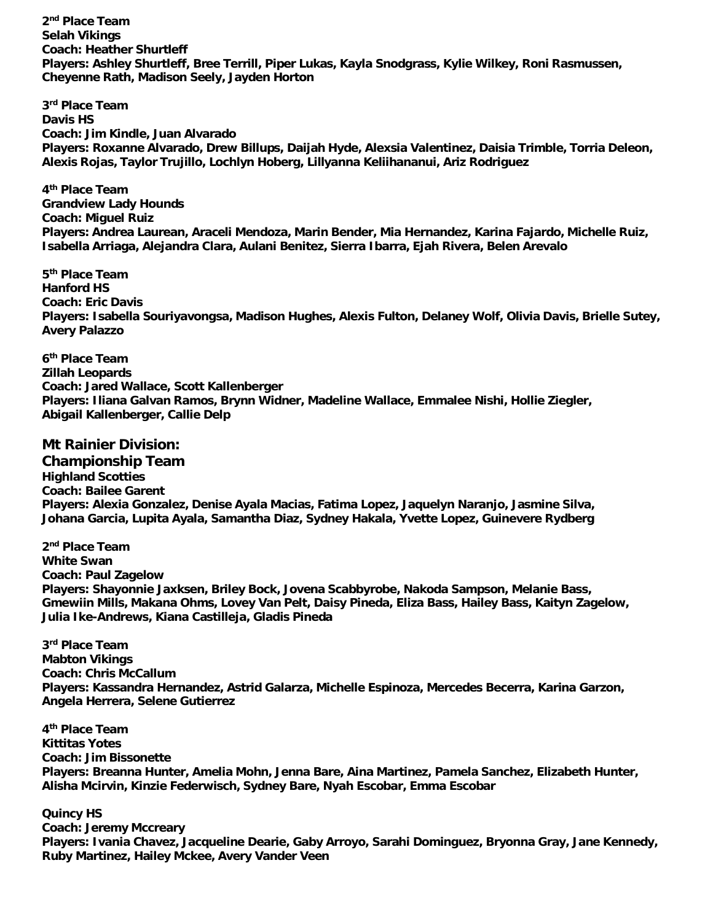**2nd Place Team**
**Selah Vikings**
**Coach: Heather Shurtleff**
**Players: Ashley Shurtleff, Bree Terrill, Piper Lukas, Kayla Snodgrass, Kylie Wilkey, Roni Rasmussen, Cheyenne Rath, Madison Seely, Jayden Horton**

**3rd Place Team**
**Davis HS**
**Coach: Jim Kindle, Juan Alvarado**
**Players: Roxanne Alvarado, Drew Billups, Daijah Hyde, Alexsia Valentinez, Daisia Trimble, Torria Deleon, Alexis Rojas, Taylor Trujillo, Lochlyn Hoberg, Lillyanna Keliihananui, Ariz Rodriguez**

**4th Place Team**
**Grandview Lady Hounds**
**Coach: Miguel Ruiz**
**Players: Andrea Laurean, Araceli Mendoza, Marin Bender, Mia Hernandez, Karina Fajardo, Michelle Ruiz, Isabella Arriaga, Alejandra Clara, Aulani Benitez, Sierra Ibarra, Ejah Rivera, Belen Arevalo**

**5th Place Team**
**Hanford HS**
**Coach: Eric Davis**
**Players: Isabella Souriyavongsa, Madison Hughes, Alexis Fulton, Delaney Wolf, Olivia Davis, Brielle Sutey, Avery Palazzo**

**6th Place Team**
**Zillah Leopards**
**Coach: Jared Wallace, Scott Kallenberger**
**Players: Iliana Galvan Ramos, Brynn Widner, Madeline Wallace, Emmalee Nishi, Hollie Ziegler, Abigail Kallenberger, Callie Delp**

## Mt Rainier Division:

### Championship Team

**Highland Scotties**
**Coach: Bailee Garent**
**Players: Alexia Gonzalez, Denise Ayala Macias, Fatima Lopez, Jaquelyn Naranjo, Jasmine Silva, Johana Garcia, Lupita Ayala, Samantha Diaz, Sydney Hakala, Yvette Lopez, Guinevere Rydberg**

**2nd Place Team**
**White Swan**
**Coach: Paul Zagelow**
**Players: Shayonnie Jaxksen, Briley Bock, Jovena Scabbyrobe, Nakoda Sampson, Melanie Bass, Gmewiin Mills, Makana Ohms, Lovey Van Pelt, Daisy Pineda, Eliza Bass, Hailey Bass, Kaityn Zagelow, Julia Ike-Andrews, Kiana Castilleja, Gladis Pineda**

**3rd Place Team**
**Mabton Vikings**
**Coach: Chris McCallum**
**Players: Kassandra Hernandez, Astrid Galarza, Michelle Espinoza, Mercedes Becerra, Karina Garzon, Angela Herrera, Selene Gutierrez**

**4th Place Team**
**Kittitas Yotes**
**Coach: Jim Bissonette**
**Players: Breanna Hunter, Amelia Mohn, Jenna Bare, Aina Martinez, Pamela Sanchez, Elizabeth Hunter, Alisha Mcirvin, Kinzie Federwisch, Sydney Bare, Nyah Escobar, Emma Escobar**

**Quincy HS**
**Coach: Jeremy Mccreary**
**Players: Ivania Chavez, Jacqueline Dearie, Gaby Arroyo, Sarahi Dominguez, Bryonna Gray, Jane Kennedy, Ruby Martinez, Hailey Mckee, Avery Vander Veen**